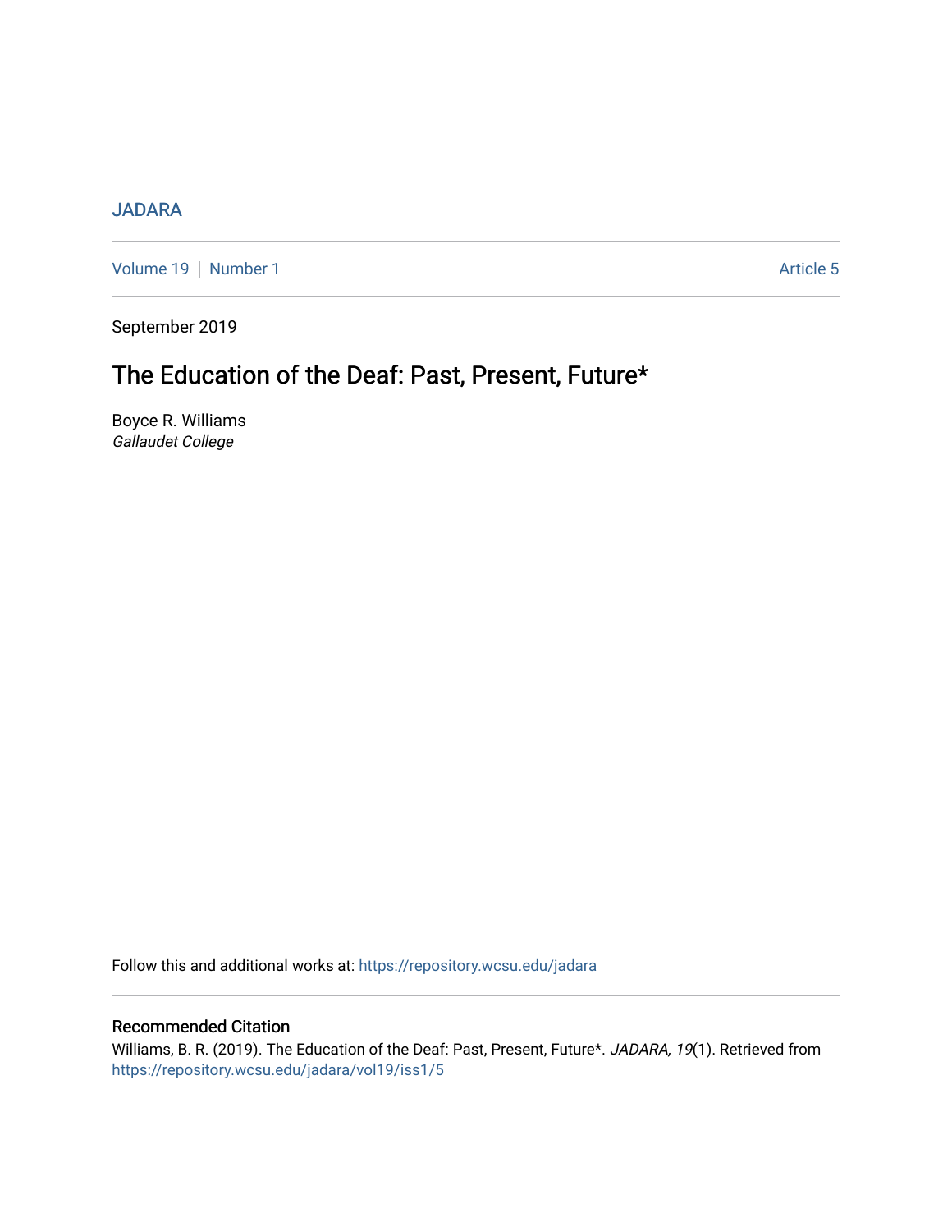JADARA

Volume 19 | Number 1 Article 5

September 2019

# The Education of the Deaf: Past, Present, Future*

Boyce R. Williams
*Gallaudet College*

Follow this and additional works at: https://repository.wcsu.edu/jadara

## Recommended Citation

Williams, B. R. (2019). The Education of the Deaf: Past, Present, Future*. *JADARA, 19*(1). Retrieved from https://repository.wcsu.edu/jadara/vol19/iss1/5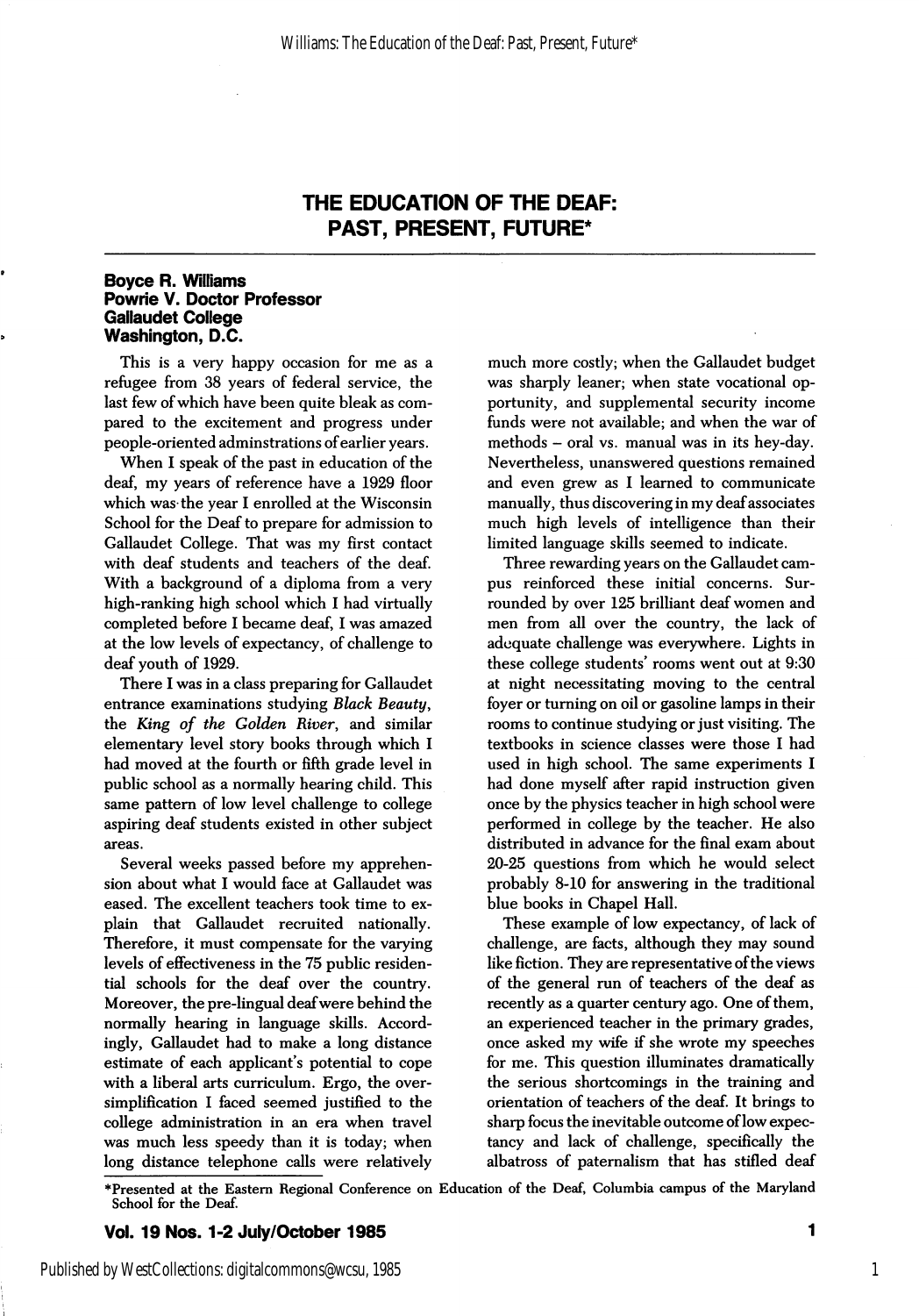# THE EDUCATION OF THE DEAF: PAST, PRESENT, FUTURE*

**Boyce R. Williams**
**Powrie V. Doctor Professor**
**Gallaudet College**
**Washington, D.C.**

This is a very happy occasion for me as a refugee from 38 years of federal service, the last few of which have been quite bleak as compared to the excitement and progress under people-oriented adminstrations of earlier years.

When I speak of the past in education of the deaf, my years of reference have a 1929 floor which was the year I enrolled at the Wisconsin School for the Deaf to prepare for admission to Gallaudet College. That was my first contact with deaf students and teachers of the deaf. With a background of a diploma from a very high-ranking high school which I had virtually completed before I became deaf, I was amazed at the low levels of expectancy, of challenge to deaf youth of 1929.

There I was in a class preparing for Gallaudet entrance examinations studying *Black Beauty*, the *King of the Golden River*, and similar elementary level story books through which I had moved at the fourth or fifth grade level in public school as a normally hearing child. This same pattern of low level challenge to college aspiring deaf students existed in other subject areas.

Several weeks passed before my apprehension about what I would face at Gallaudet was eased. The excellent teachers took time to explain that Gallaudet recruited nationally. Therefore, it must compensate for the varying levels of effectiveness in the 75 public residential schools for the deaf over the country. Moreover, the pre-lingual deaf were behind the normally hearing in language skills. Accordingly, Gallaudet had to make a long distance estimate of each applicant's potential to cope with a liberal arts curriculum. Ergo, the over-simplification I faced seemed justified to the college administration in an era when travel was much less speedy than it is today; when long distance telephone calls were relatively much more costly; when the Gallaudet budget was sharply leaner; when state vocational opportunity, and supplemental security income funds were not available; and when the war of methods – oral vs. manual was in its hey-day. Nevertheless, unanswered questions remained and even grew as I learned to communicate manually, thus discovering in my deaf associates much high levels of intelligence than their limited language skills seemed to indicate.

Three rewarding years on the Gallaudet campus reinforced these initial concerns. Surrounded by over 125 brilliant deaf women and men from all over the country, the lack of adequate challenge was everywhere. Lights in these college students' rooms went out at 9:30 at night necessitating moving to the central foyer or turning on oil or gasoline lamps in their rooms to continue studying or just visiting. The textbooks in science classes were those I had used in high school. The same experiments I had done myself after rapid instruction given once by the physics teacher in high school were performed in college by the teacher. He also distributed in advance for the final exam about 20-25 questions from which he would select probably 8-10 for answering in the traditional blue books in Chapel Hall.

These example of low expectancy, of lack of challenge, are facts, although they may sound like fiction. They are representative of the views of the general run of teachers of the deaf as recently as a quarter century ago. One of them, an experienced teacher in the primary grades, once asked my wife if she wrote my speeches for me. This question illuminates dramatically the serious shortcomings in the training and orientation of teachers of the deaf. It brings to sharp focus the inevitable outcome of low expectancy and lack of challenge, specifically the albatross of paternalism that has stifled deaf

*Presented at the Eastern Regional Conference on Education of the Deaf, Columbia campus of the Maryland School for the Deaf.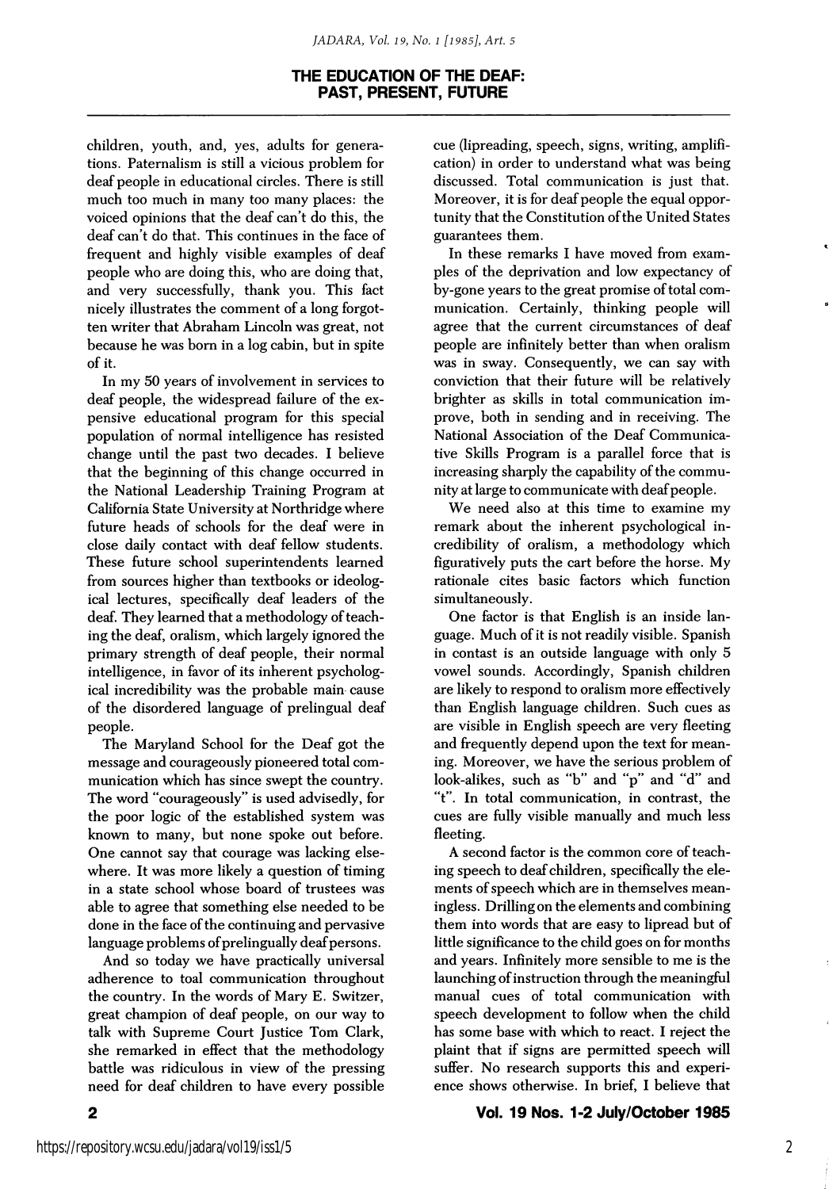children, youth, and, yes, adults for generations. Paternalism is still a vicious problem for deaf people in educational circles. There is still much too much in many too many places: the voiced opinions that the deaf can't do this, the deaf can't do that. This continues in the face of frequent and highly visible examples of deaf people who are doing this, who are doing that, and very successfully, thank you. This fact nicely illustrates the comment of a long forgotten writer that Abraham Lincoln was great, not because he was born in a log cabin, but in spite of it.

In my 50 years of involvement in services to deaf people, the widespread failure of the expensive educational program for this special population of normal intelligence has resisted change until the past two decades. I believe that the beginning of this change occurred in the National Leadership Training Program at California State University at Northridge where future heads of schools for the deaf were in close daily contact with deaf fellow students. These future school superintendents learned from sources higher than textbooks or ideological lectures, specifically deaf leaders of the deaf. They learned that a methodology of teaching the deaf, oralism, which largely ignored the primary strength of deaf people, their normal intelligence, in favor of its inherent psychological incredibility was the probable main cause of the disordered language of prelingual deaf people.

The Maryland School for the Deaf got the message and courageously pioneered total communication which has since swept the country. The word "courageously" is used advisedly, for the poor logic of the established system was known to many, but none spoke out before. One cannot say that courage was lacking elsewhere. It was more likely a question of timing in a state school whose board of trustees was able to agree that something else needed to be done in the face of the continuing and pervasive language problems of prelingually deaf persons.

And so today we have practically universal adherence to toal communication throughout the country. In the words of Mary E. Switzer, great champion of deaf people, on our way to talk with Supreme Court Justice Tom Clark, she remarked in effect that the methodology battle was ridiculous in view of the pressing need for deaf children to have every possible cue (lipreading, speech, signs, writing, amplification) in order to understand what was being discussed. Total communication is just that. Moreover, it is for deaf people the equal opportunity that the Constitution of the United States guarantees them.

In these remarks I have moved from examples of the deprivation and low expectancy of by-gone years to the great promise of total communication. Certainly, thinking people will agree that the current circumstances of deaf people are infinitely better than when oralism was in sway. Consequently, we can say with conviction that their future will be relatively brighter as skills in total communication improve, both in sending and in receiving. The National Association of the Deaf Communicative Skills Program is a parallel force that is increasing sharply the capability of the community at large to communicate with deaf people.

We need also at this time to examine my remark about the inherent psychological incredibility of oralism, a methodology which figuratively puts the cart before the horse. My rationale cites basic factors which function simultaneously.

One factor is that English is an inside language. Much of it is not readily visible. Spanish in contast is an outside language with only 5 vowel sounds. Accordingly, Spanish children are likely to respond to oralism more effectively than English language children. Such cues as are visible in English speech are very fleeting and frequently depend upon the text for meaning. Moreover, we have the serious problem of look-alikes, such as "b" and "p" and "d" and "t". In total communication, in contrast, the cues are fully visible manually and much less fleeting.

A second factor is the common core of teaching speech to deaf children, specifically the elements of speech which are in themselves meaningless. Drilling on the elements and combining them into words that are easy to lipread but of little significance to the child goes on for months and years. Infinitely more sensible to me is the launching of instruction through the meaningful manual cues of total communication with speech development to follow when the child has some base with which to react. I reject the plaint that if signs are permitted speech will suffer. No research supports this and experience shows otherwise. In brief, I believe that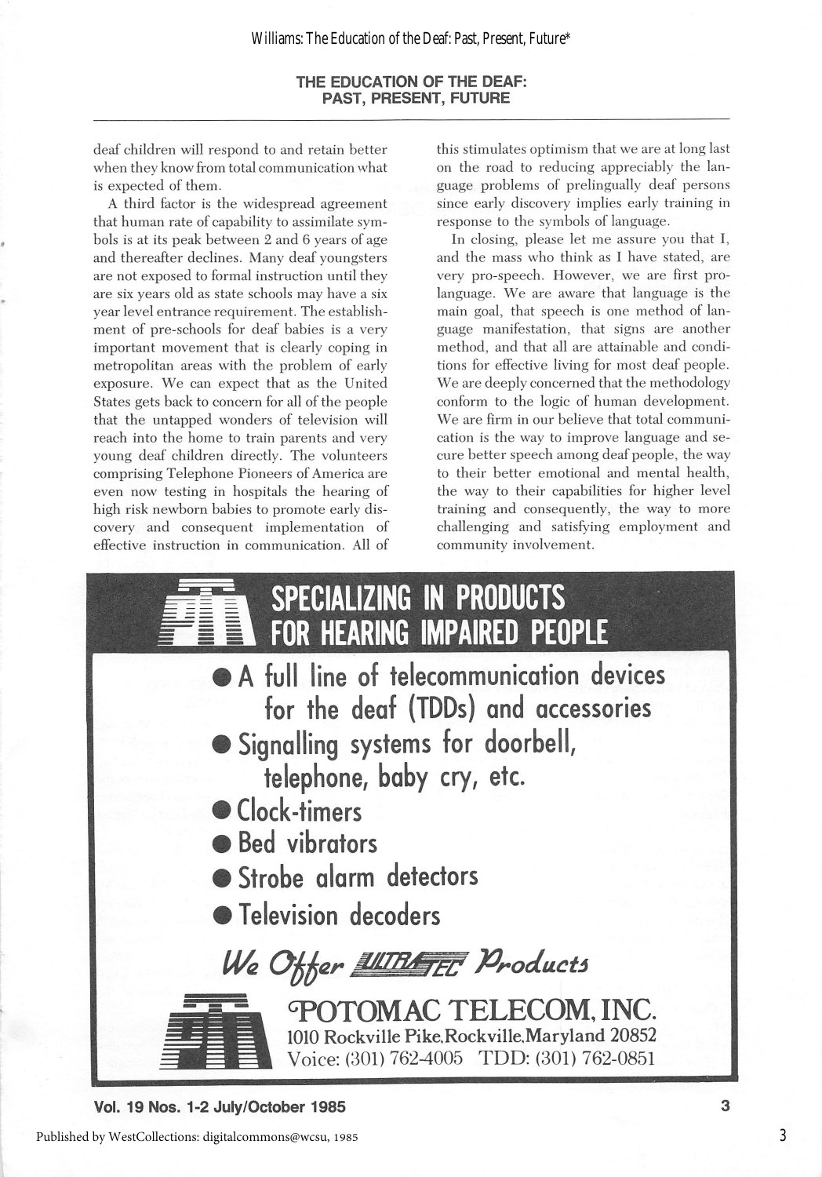deaf children will respond to and retain better when they know from total communication what is expected of them.

A third factor is the widespread agreement that human rate of capability to assimilate symbols is at its peak between 2 and 6 years of age and thereafter declines. Many deaf youngsters are not exposed to formal instruction until they are six years old as state schools may have a six year level entrance requirement. The establishment of pre-schools for deaf babies is a very important movement that is clearly coping in metropolitan areas with the problem of early exposure. We can expect that as the United States gets back to concern for all of the people that the untapped wonders of television will reach into the home to train parents and very young deaf children directly. The volunteers comprising Telephone Pioneers of America are even now testing in hospitals the hearing of high risk newborn babies to promote early discovery and consequent implementation of effective instruction in communication. All of this stimulates optimism that we are at long last on the road to reducing appreciably the language problems of prelingually deaf persons since early discovery implies early training in response to the symbols of language.

In closing, please let me assure you that I, and the mass who think as I have stated, are very pro-speech. However, we are first pro-language. We are aware that language is the main goal, that speech is one method of language manifestation, that signs are another method, and that all are attainable and conditions for effective living for most deaf people. We are deeply concerned that the methodology conform to the logic of human development. We are firm in our believe that total communication is the way to improve language and secure better speech among deaf people, the way to their better emotional and mental health, the way to their capabilities for higher level training and consequently, the way to more challenging and satisfying employment and community involvement.

## SPECIALIZING IN PRODUCTS FOR HEARING IMPAIRED PEOPLE

- A full line of telecommunication devices for the deaf (TDDs) and accessories
- Signalling systems for doorbell, telephone, baby cry, etc.
- Clock-timers
- Bed vibrators
- Strobe alarm detectors
- Television decoders

*We Offer ULTRATEC Products*

**POTOMAC TELECOM, INC.**
1010 Rockville Pike, Rockville, Maryland 20852
Voice: (301) 762-4005 TDD: (301) 762-0851